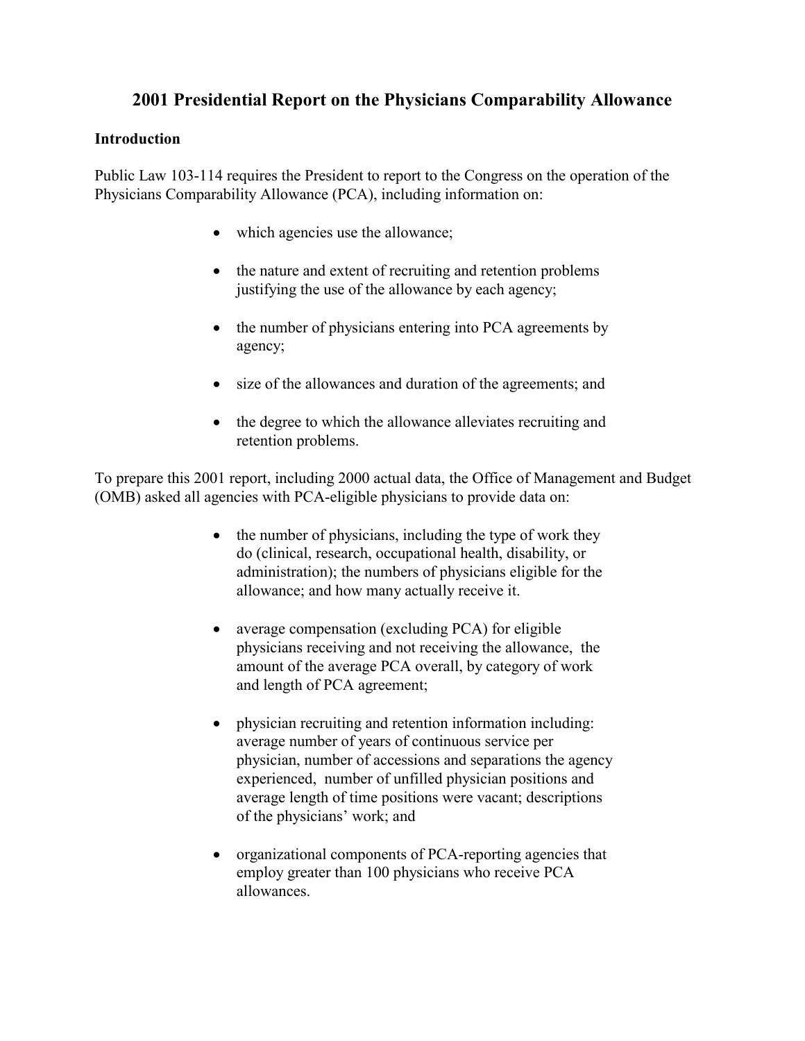# 2001 Presidential Report on the Physicians Comparability Allowance

## Introduction

Public Law 103-114 requires the President to report to the Congress on the operation of the Physicians Comparability Allowance (PCA), including information on:

- which agencies use the allowance;
- the nature and extent of recruiting and retention problems justifying the use of the allowance by each agency;
- the number of physicians entering into PCA agreements by agency;
- size of the allowances and duration of the agreements; and
- the degree to which the allowance alleviates recruiting and retention problems.

To prepare this 2001 report, including 2000 actual data, the Office of Management and Budget (OMB) asked all agencies with PCA-eligible physicians to provide data on:

- the number of physicians, including the type of work they do (clinical, research, occupational health, disability, or administration); the numbers of physicians eligible for the allowance; and how many actually receive it.
- average compensation (excluding PCA) for eligible physicians receiving and not receiving the allowance, the amount of the average PCA overall, by category of work and length of PCA agreement;
- physician recruiting and retention information including: average number of years of continuous service per physician, number of accessions and separations the agency experienced, number of unfilled physician positions and average length of time positions were vacant; descriptions of the physicians' work; and
- organizational components of PCA-reporting agencies that employ greater than 100 physicians who receive PCA allowances.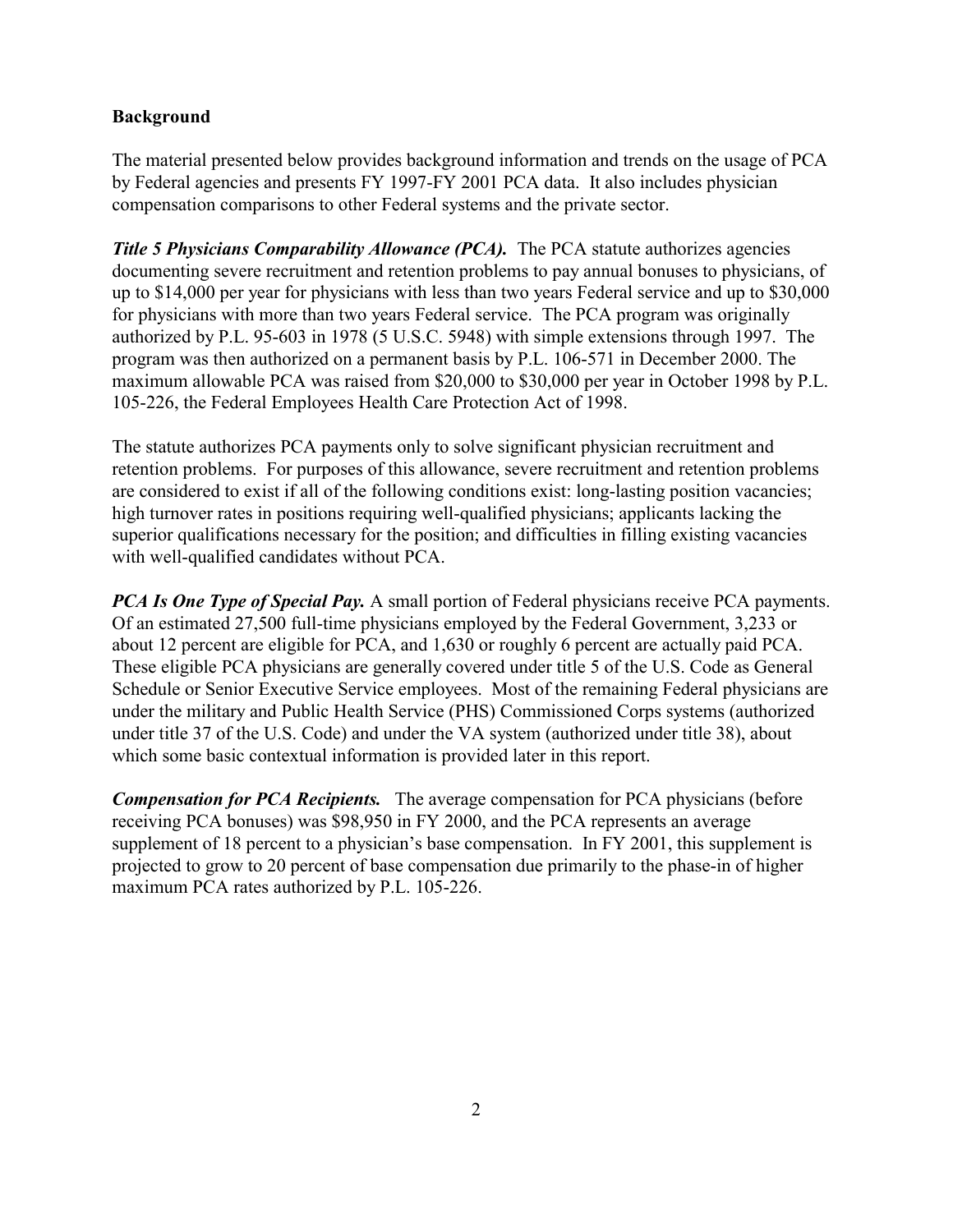## Background

The material presented below provides background information and trends on the usage of PCA by Federal agencies and presents FY 1997-FY 2001 PCA data. It also includes physician compensation comparisons to other Federal systems and the private sector.

***Title 5 Physicians Comparability Allowance (PCA).*** The PCA statute authorizes agencies documenting severe recruitment and retention problems to pay annual bonuses to physicians, of up to $14,000 per year for physicians with less than two years Federal service and up to $30,000 for physicians with more than two years Federal service. The PCA program was originally authorized by P.L. 95-603 in 1978 (5 U.S.C. 5948) with simple extensions through 1997. The program was then authorized on a permanent basis by P.L. 106-571 in December 2000. The maximum allowable PCA was raised from $20,000 to $30,000 per year in October 1998 by P.L. 105-226, the Federal Employees Health Care Protection Act of 1998.

The statute authorizes PCA payments only to solve significant physician recruitment and retention problems. For purposes of this allowance, severe recruitment and retention problems are considered to exist if all of the following conditions exist: long-lasting position vacancies; high turnover rates in positions requiring well-qualified physicians; applicants lacking the superior qualifications necessary for the position; and difficulties in filling existing vacancies with well-qualified candidates without PCA.

***PCA Is One Type of Special Pay.*** A small portion of Federal physicians receive PCA payments. Of an estimated 27,500 full-time physicians employed by the Federal Government, 3,233 or about 12 percent are eligible for PCA, and 1,630 or roughly 6 percent are actually paid PCA. These eligible PCA physicians are generally covered under title 5 of the U.S. Code as General Schedule or Senior Executive Service employees. Most of the remaining Federal physicians are under the military and Public Health Service (PHS) Commissioned Corps systems (authorized under title 37 of the U.S. Code) and under the VA system (authorized under title 38), about which some basic contextual information is provided later in this report.

***Compensation for PCA Recipients.*** The average compensation for PCA physicians (before receiving PCA bonuses) was $98,950 in FY 2000, and the PCA represents an average supplement of 18 percent to a physician's base compensation. In FY 2001, this supplement is projected to grow to 20 percent of base compensation due primarily to the phase-in of higher maximum PCA rates authorized by P.L. 105-226.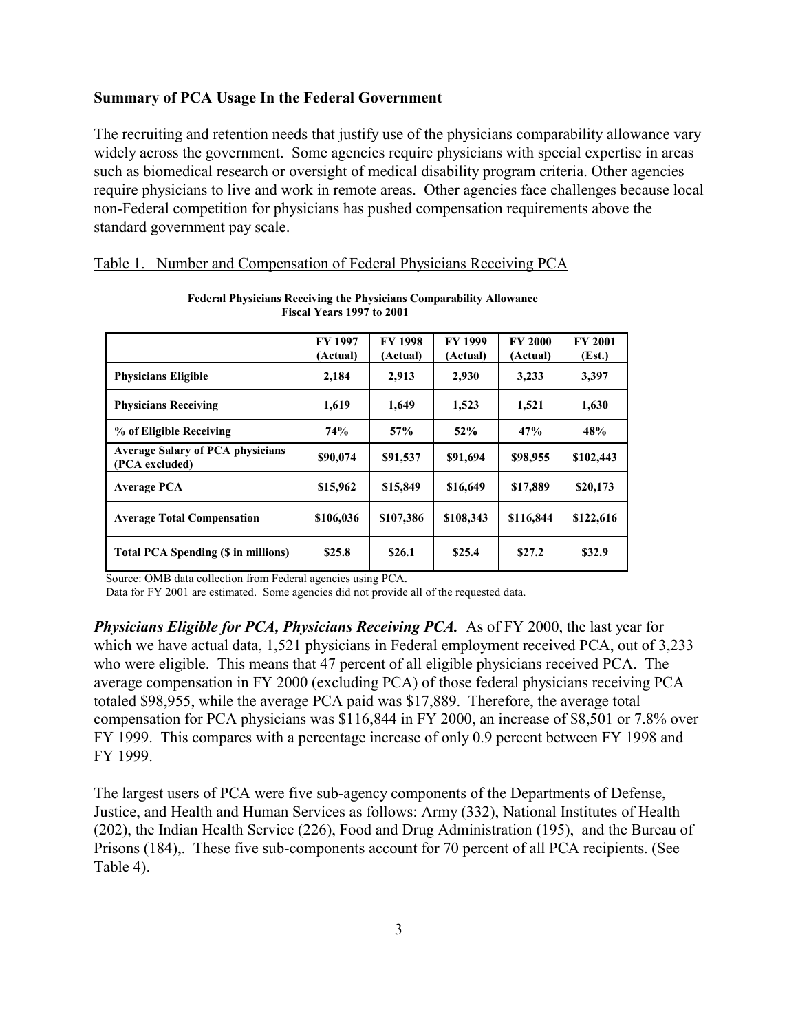## Summary of PCA Usage In the Federal Government

The recruiting and retention needs that justify use of the physicians comparability allowance vary widely across the government. Some agencies require physicians with special expertise in areas such as biomedical research or oversight of medical disability program criteria. Other agencies require physicians to live and work in remote areas. Other agencies face challenges because local non-Federal competition for physicians has pushed compensation requirements above the standard government pay scale.

Table 1. Number and Compensation of Federal Physicians Receiving PCA

**Federal Physicians Receiving the Physicians Comparability Allowance**
**Fiscal Years 1997 to 2001**

| | FY 1997 (Actual) | FY 1998 (Actual) | FY 1999 (Actual) | FY 2000 (Actual) | FY 2001 (Est.) |
|---|---|---|---|---|---|
| **Physicians Eligible** | 2,184 | 2,913 | 2,930 | 3,233 | 3,397 |
| **Physicians Receiving** | 1,619 | 1,649 | 1,523 | 1,521 | 1,630 |
| **% of Eligible Receiving** | 74% | 57% | 52% | 47% | 48% |
| **Average Salary of PCA physicians (PCA excluded)** | $90,074 | $91,537 | $91,694 | $98,955 | $102,443 |
| **Average PCA** | $15,962 | $15,849 | $16,649 | $17,889 | $20,173 |
| **Average Total Compensation** | $106,036 | $107,386 | $108,343 | $116,844 | $122,616 |
| **Total PCA Spending ($ in millions)** | $25.8 | $26.1 | $25.4 | $27.2 | $32.9 |

Source: OMB data collection from Federal agencies using PCA.
Data for FY 2001 are estimated. Some agencies did not provide all of the requested data.

***Physicians Eligible for PCA, Physicians Receiving PCA.*** As of FY 2000, the last year for which we have actual data, 1,521 physicians in Federal employment received PCA, out of 3,233 who were eligible. This means that 47 percent of all eligible physicians received PCA. The average compensation in FY 2000 (excluding PCA) of those federal physicians receiving PCA totaled $98,955, while the average PCA paid was $17,889. Therefore, the average total compensation for PCA physicians was $116,844 in FY 2000, an increase of $8,501 or 7.8% over FY 1999. This compares with a percentage increase of only 0.9 percent between FY 1998 and FY 1999.

The largest users of PCA were five sub-agency components of the Departments of Defense, Justice, and Health and Human Services as follows: Army (332), National Institutes of Health (202), the Indian Health Service (226), Food and Drug Administration (195), and the Bureau of Prisons (184),. These five sub-components account for 70 percent of all PCA recipients. (See Table 4).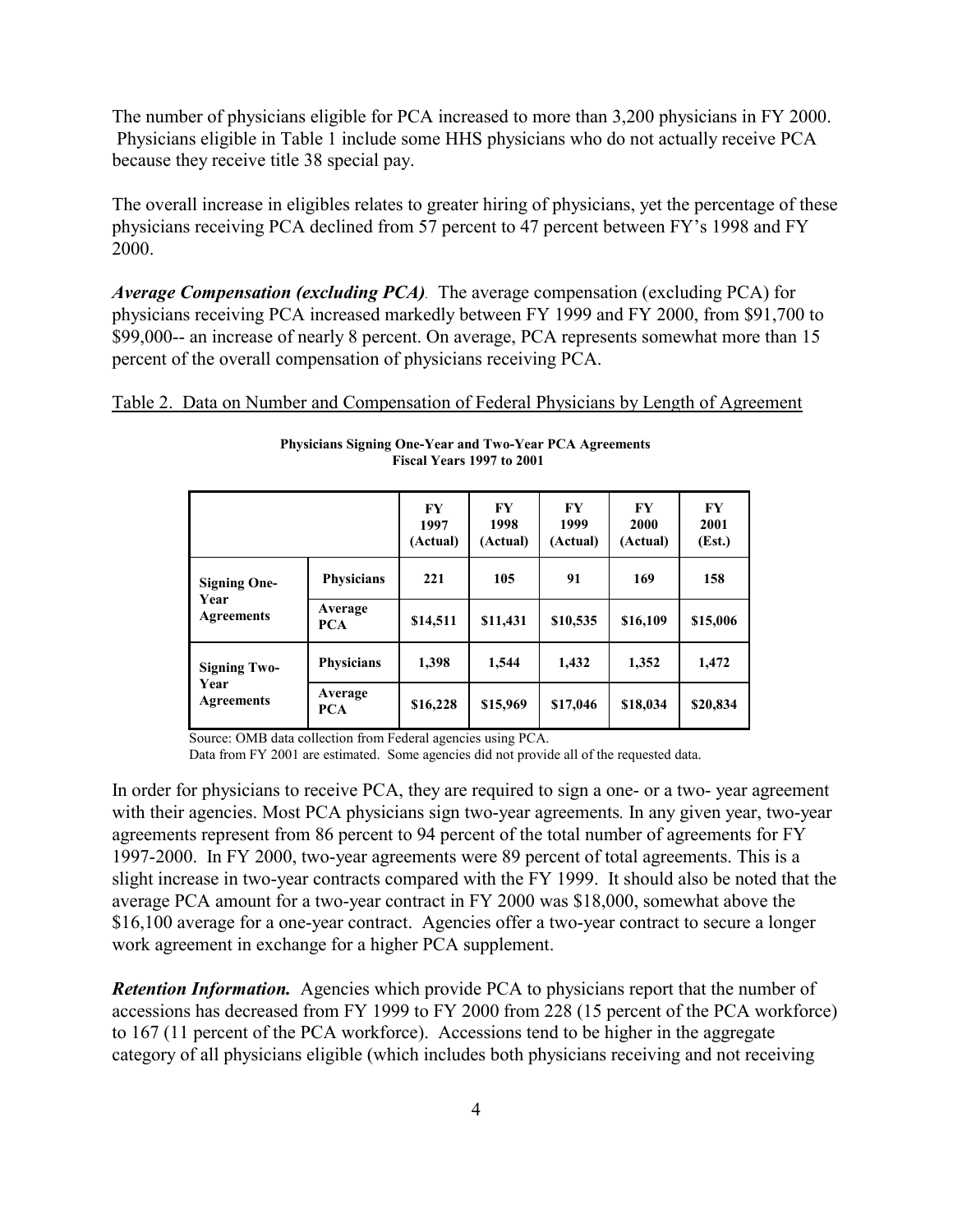The number of physicians eligible for PCA increased to more than 3,200 physicians in FY 2000. Physicians eligible in Table 1 include some HHS physicians who do not actually receive PCA because they receive title 38 special pay.

The overall increase in eligibles relates to greater hiring of physicians, yet the percentage of these physicians receiving PCA declined from 57 percent to 47 percent between FY's 1998 and FY 2000.

***Average Compensation (excluding PCA)***. The average compensation (excluding PCA) for physicians receiving PCA increased markedly between FY 1999 and FY 2000, from \$91,700 to \$99,000-- an increase of nearly 8 percent. On average, PCA represents somewhat more than 15 percent of the overall compensation of physicians receiving PCA.

Table 2. Data on Number and Compensation of Federal Physicians by Length of Agreement

**Physicians Signing One-Year and Two-Year PCA Agreements**
**Fiscal Years 1997 to 2001**

| | | FY 1997 (Actual) | FY 1998 (Actual) | FY 1999 (Actual) | FY 2000 (Actual) | FY 2001 (Est.) |
|---|---|---|---|---|---|---|
| **Signing One-Year Agreements** | **Physicians** | **221** | **105** | **91** | **169** | **158** |
| | **Average PCA** | **\$14,511** | **\$11,431** | **\$10,535** | **\$16,109** | **\$15,006** |
| **Signing Two-Year Agreements** | **Physicians** | **1,398** | **1,544** | **1,432** | **1,352** | **1,472** |
| | **Average PCA** | **\$16,228** | **\$15,969** | **\$17,046** | **\$18,034** | **\$20,834** |

Source: OMB data collection from Federal agencies using PCA.
Data from FY 2001 are estimated. Some agencies did not provide all of the requested data.

In order for physicians to receive PCA, they are required to sign a one- or a two- year agreement with their agencies. Most PCA physicians sign two-year agreements*.* In any given year, two-year agreements represent from 86 percent to 94 percent of the total number of agreements for FY 1997-2000. In FY 2000, two-year agreements were 89 percent of total agreements. This is a slight increase in two-year contracts compared with the FY 1999. It should also be noted that the average PCA amount for a two-year contract in FY 2000 was \$18,000, somewhat above the \$16,100 average for a one-year contract. Agencies offer a two-year contract to secure a longer work agreement in exchange for a higher PCA supplement.

***Retention Information.*** Agencies which provide PCA to physicians report that the number of accessions has decreased from FY 1999 to FY 2000 from 228 (15 percent of the PCA workforce) to 167 (11 percent of the PCA workforce). Accessions tend to be higher in the aggregate category of all physicians eligible (which includes both physicians receiving and not receiving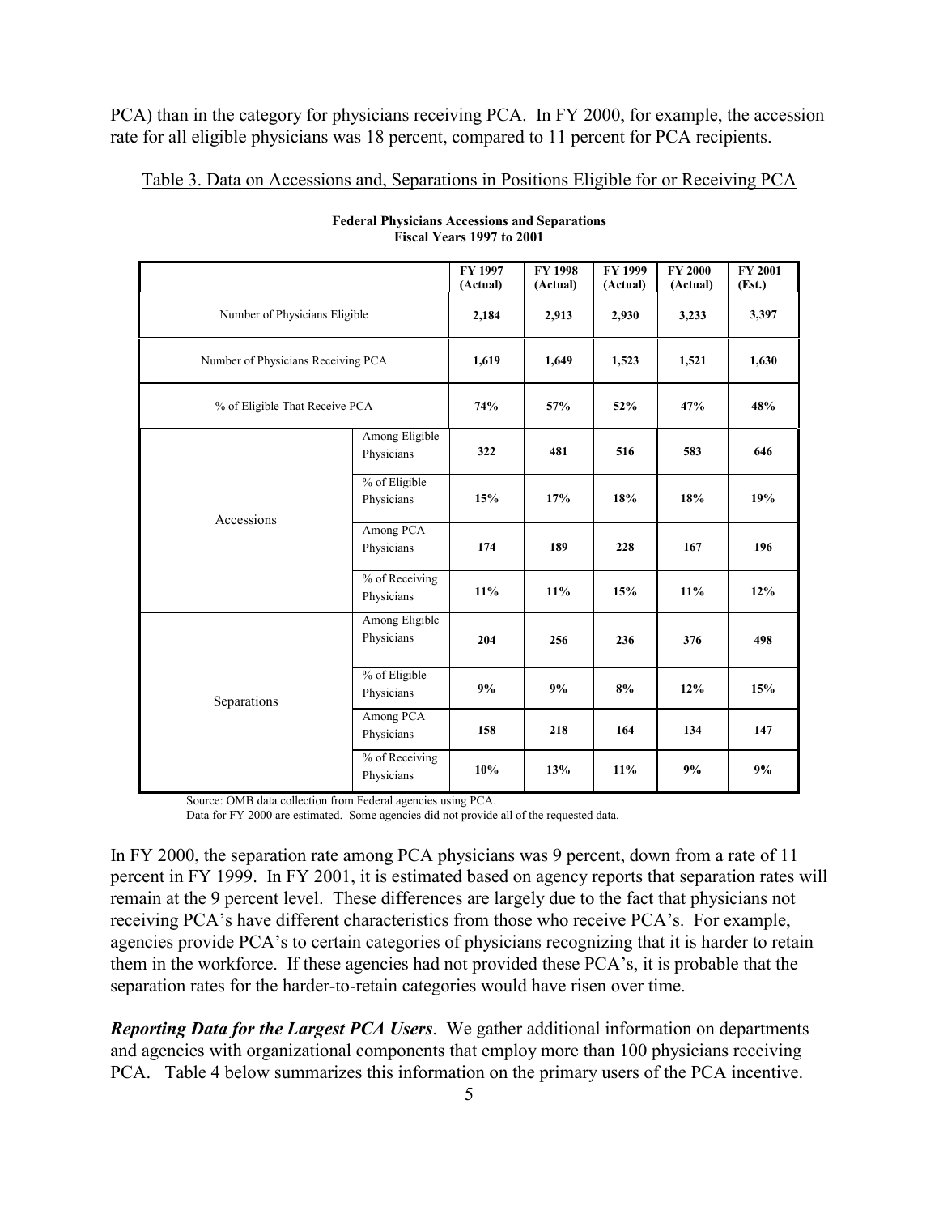PCA) than in the category for physicians receiving PCA. In FY 2000, for example, the accession rate for all eligible physicians was 18 percent, compared to 11 percent for PCA recipients.

Table 3. Data on Accessions and, Separations in Positions Eligible for or Receiving PCA

**Federal Physicians Accessions and Separations**
**Fiscal Years 1997 to 2001**

| | | FY 1997 (Actual) | FY 1998 (Actual) | FY 1999 (Actual) | FY 2000 (Actual) | FY 2001 (Est.) |
|---|---|---|---|---|---|---|
| Number of Physicians Eligible | | **2,184** | **2,913** | **2,930** | **3,233** | **3,397** |
| Number of Physicians Receiving PCA | | **1,619** | **1,649** | **1,523** | **1,521** | **1,630** |
| % of Eligible That Receive PCA | | **74%** | **57%** | **52%** | **47%** | **48%** |
| Accessions | Among Eligible Physicians | **322** | **481** | **516** | **583** | **646** |
| | % of Eligible Physicians | **15%** | **17%** | **18%** | **18%** | **19%** |
| | Among PCA Physicians | **174** | **189** | **228** | **167** | **196** |
| | % of Receiving Physicians | **11%** | **11%** | **15%** | **11%** | **12%** |
| Separations | Among Eligible Physicians | **204** | **256** | **236** | **376** | **498** |
| | % of Eligible Physicians | **9%** | **9%** | **8%** | **12%** | **15%** |
| | Among PCA Physicians | **158** | **218** | **164** | **134** | **147** |
| | % of Receiving Physicians | **10%** | **13%** | **11%** | **9%** | **9%** |

Source: OMB data collection from Federal agencies using PCA.
Data for FY 2000 are estimated. Some agencies did not provide all of the requested data.

In FY 2000, the separation rate among PCA physicians was 9 percent, down from a rate of 11 percent in FY 1999. In FY 2001, it is estimated based on agency reports that separation rates will remain at the 9 percent level. These differences are largely due to the fact that physicians not receiving PCA's have different characteristics from those who receive PCA's. For example, agencies provide PCA's to certain categories of physicians recognizing that it is harder to retain them in the workforce. If these agencies had not provided these PCA's, it is probable that the separation rates for the harder-to-retain categories would have risen over time.

***Reporting Data for the Largest PCA Users***. We gather additional information on departments and agencies with organizational components that employ more than 100 physicians receiving PCA. Table 4 below summarizes this information on the primary users of the PCA incentive.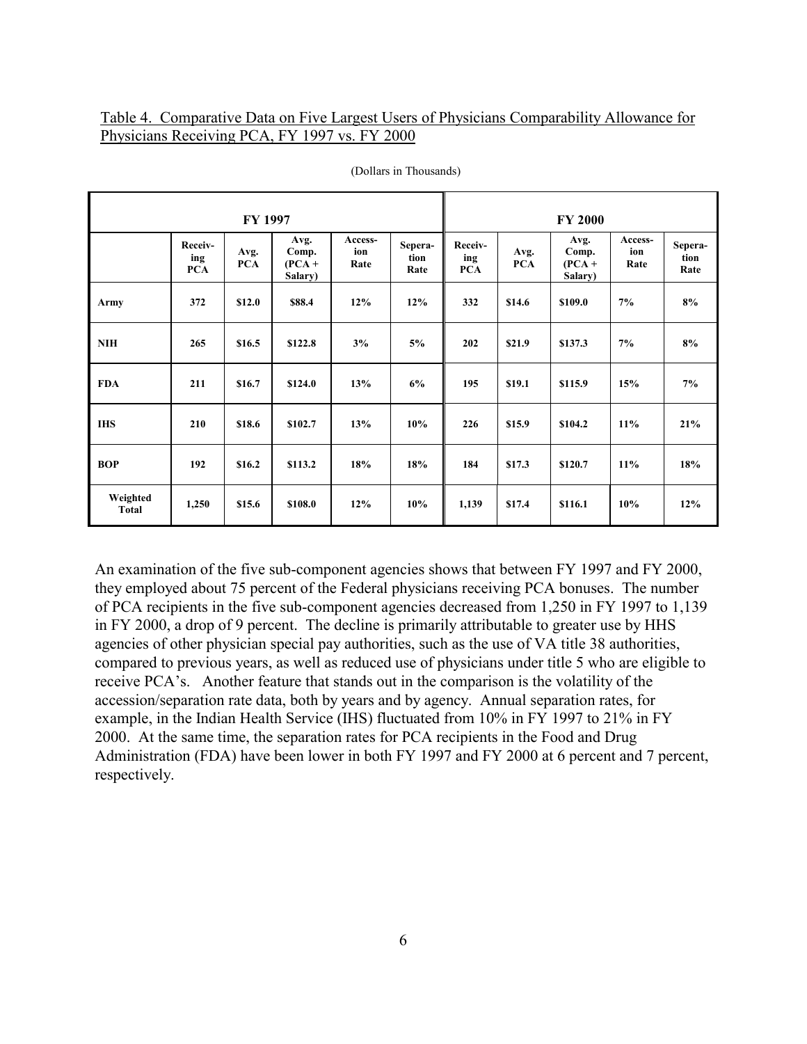Table 4. Comparative Data on Five Largest Users of Physicians Comparability Allowance for Physicians Receiving PCA, FY 1997 vs. FY 2000

(Dollars in Thousands)

| | FY 1997 | | | | | FY 2000 | | | | |
|---|---|---|---|---|---|---|---|---|---|---|
| | Receiv-ing PCA | Avg. PCA | Avg. Comp. (PCA + Salary) | Access-ion Rate | Sepera-tion Rate | Receiv-ing PCA | Avg. PCA | Avg. Comp. (PCA + Salary) | Access-ion Rate | Sepera-tion Rate |
| **Army** | **372** | **$12.0** | **$88.4** | **12%** | **12%** | **332** | **$14.6** | **$109.0** | **7%** | **8%** |
| **NIH** | **265** | **$16.5** | **$122.8** | **3%** | **5%** | **202** | **$21.9** | **$137.3** | **7%** | **8%** |
| **FDA** | **211** | **$16.7** | **$124.0** | **13%** | **6%** | **195** | **$19.1** | **$115.9** | **15%** | **7%** |
| **IHS** | **210** | **$18.6** | **$102.7** | **13%** | **10%** | **226** | **$15.9** | **$104.2** | **11%** | **21%** |
| **BOP** | **192** | **$16.2** | **$113.2** | **18%** | **18%** | **184** | **$17.3** | **$120.7** | **11%** | **18%** |
| **Weighted Total** | **1,250** | **$15.6** | **$108.0** | **12%** | **10%** | **1,139** | **$17.4** | **$116.1** | **10%** | **12%** |

An examination of the five sub-component agencies shows that between FY 1997 and FY 2000, they employed about 75 percent of the Federal physicians receiving PCA bonuses. The number of PCA recipients in the five sub-component agencies decreased from 1,250 in FY 1997 to 1,139 in FY 2000, a drop of 9 percent. The decline is primarily attributable to greater use by HHS agencies of other physician special pay authorities, such as the use of VA title 38 authorities, compared to previous years, as well as reduced use of physicians under title 5 who are eligible to receive PCA's. Another feature that stands out in the comparison is the volatility of the accession/separation rate data, both by years and by agency. Annual separation rates, for example, in the Indian Health Service (IHS) fluctuated from 10% in FY 1997 to 21% in FY 2000. At the same time, the separation rates for PCA recipients in the Food and Drug Administration (FDA) have been lower in both FY 1997 and FY 2000 at 6 percent and 7 percent, respectively.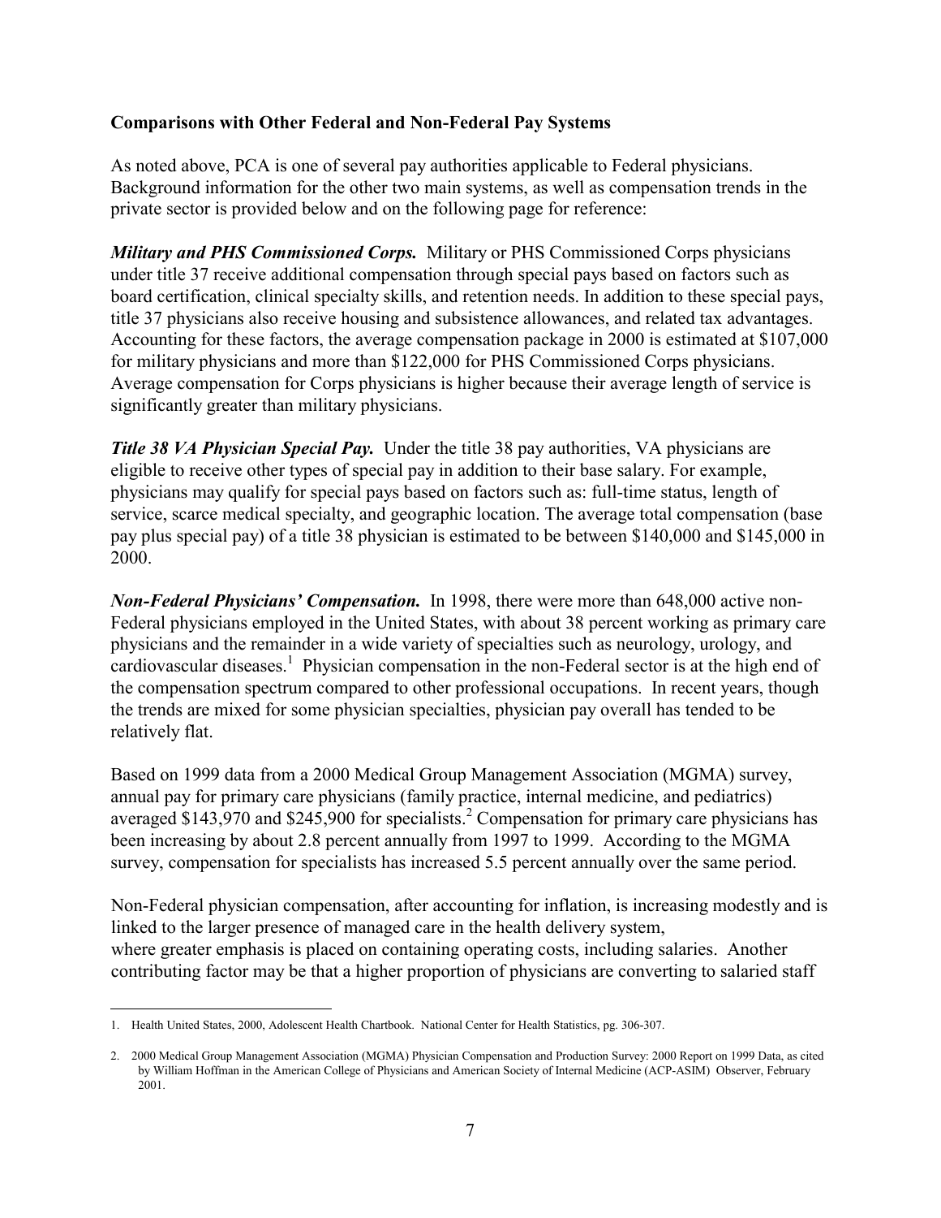### Comparisons with Other Federal and Non-Federal Pay Systems

As noted above, PCA is one of several pay authorities applicable to Federal physicians. Background information for the other two main systems, as well as compensation trends in the private sector is provided below and on the following page for reference:

***Military and PHS Commissioned Corps.*** Military or PHS Commissioned Corps physicians under title 37 receive additional compensation through special pays based on factors such as board certification, clinical specialty skills, and retention needs. In addition to these special pays, title 37 physicians also receive housing and subsistence allowances, and related tax advantages. Accounting for these factors, the average compensation package in 2000 is estimated at $107,000 for military physicians and more than $122,000 for PHS Commissioned Corps physicians. Average compensation for Corps physicians is higher because their average length of service is significantly greater than military physicians.

***Title 38 VA Physician Special Pay.*** Under the title 38 pay authorities, VA physicians are eligible to receive other types of special pay in addition to their base salary. For example, physicians may qualify for special pays based on factors such as: full-time status, length of service, scarce medical specialty, and geographic location. The average total compensation (base pay plus special pay) of a title 38 physician is estimated to be between $140,000 and $145,000 in 2000.

***Non-Federal Physicians' Compensation.*** In 1998, there were more than 648,000 active non-Federal physicians employed in the United States, with about 38 percent working as primary care physicians and the remainder in a wide variety of specialties such as neurology, urology, and cardiovascular diseases.[1] Physician compensation in the non-Federal sector is at the high end of the compensation spectrum compared to other professional occupations. In recent years, though the trends are mixed for some physician specialties, physician pay overall has tended to be relatively flat.

Based on 1999 data from a 2000 Medical Group Management Association (MGMA) survey, annual pay for primary care physicians (family practice, internal medicine, and pediatrics) averaged $143,970 and $245,900 for specialists.[2] Compensation for primary care physicians has been increasing by about 2.8 percent annually from 1997 to 1999. According to the MGMA survey, compensation for specialists has increased 5.5 percent annually over the same period.

Non-Federal physician compensation, after accounting for inflation, is increasing modestly and is linked to the larger presence of managed care in the health delivery system, where greater emphasis is placed on containing operating costs, including salaries. Another contributing factor may be that a higher proportion of physicians are converting to salaried staff

---

1. Health United States, 2000, Adolescent Health Chartbook. National Center for Health Statistics, pg. 306-307.

2. 2000 Medical Group Management Association (MGMA) Physician Compensation and Production Survey: 2000 Report on 1999 Data, as cited by William Hoffman in the American College of Physicians and American Society of Internal Medicine (ACP-ASIM) Observer, February 2001.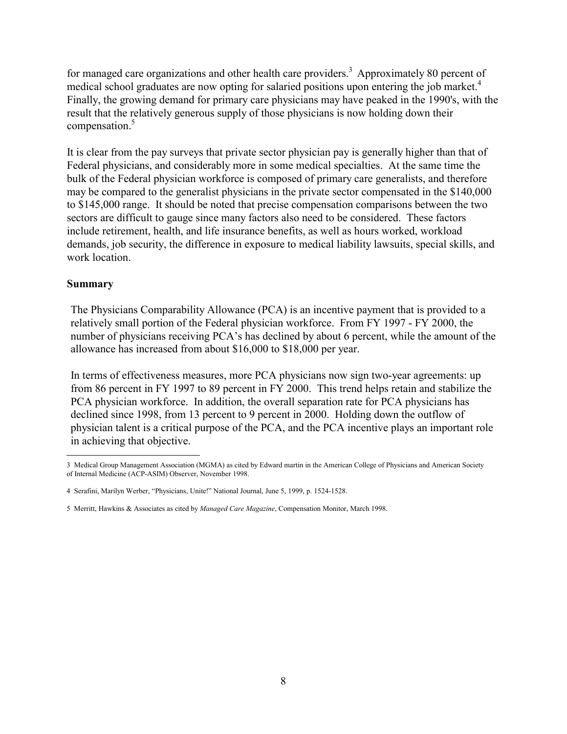for managed care organizations and other health care providers.[3] Approximately 80 percent of medical school graduates are now opting for salaried positions upon entering the job market.[4] Finally, the growing demand for primary care physicians may have peaked in the 1990's, with the result that the relatively generous supply of those physicians is now holding down their compensation.[5]

It is clear from the pay surveys that private sector physician pay is generally higher than that of Federal physicians, and considerably more in some medical specialties. At the same time the bulk of the Federal physician workforce is composed of primary care generalists, and therefore may be compared to the generalist physicians in the private sector compensated in the $140,000 to $145,000 range. It should be noted that precise compensation comparisons between the two sectors are difficult to gauge since many factors also need to be considered. These factors include retirement, health, and life insurance benefits, as well as hours worked, workload demands, job security, the difference in exposure to medical liability lawsuits, special skills, and work location.

**Summary**

The Physicians Comparability Allowance (PCA) is an incentive payment that is provided to a relatively small portion of the Federal physician workforce. From FY 1997 - FY 2000, the number of physicians receiving PCA's has declined by about 6 percent, while the amount of the allowance has increased from about $16,000 to $18,000 per year.

In terms of effectiveness measures, more PCA physicians now sign two-year agreements: up from 86 percent in FY 1997 to 89 percent in FY 2000. This trend helps retain and stabilize the PCA physician workforce. In addition, the overall separation rate for PCA physicians has declined since 1998, from 13 percent to 9 percent in 2000. Holding down the outflow of physician talent is a critical purpose of the PCA, and the PCA incentive plays an important role in achieving that objective.

---

3 Medical Group Management Association (MGMA) as cited by Edward martin in the American College of Physicians and American Society of Internal Medicine (ACP-ASIM) Observer, November 1998.

4 Serafini, Marilyn Werber, "Physicians, Unite!" National Journal, June 5, 1999, p. 1524-1528.

5 Merritt, Hawkins & Associates as cited by *Managed Care Magazine*, Compensation Monitor, March 1998.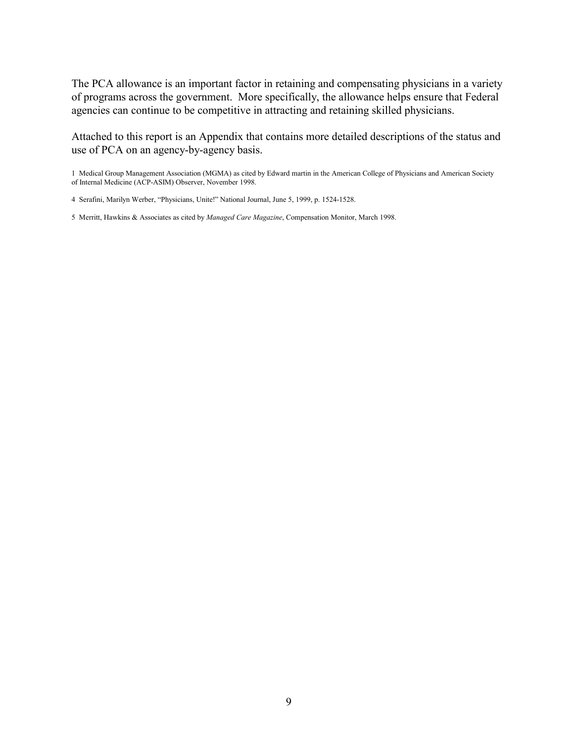The PCA allowance is an important factor in retaining and compensating physicians in a variety of programs across the government. More specifically, the allowance helps ensure that Federal agencies can continue to be competitive in attracting and retaining skilled physicians.

Attached to this report is an Appendix that contains more detailed descriptions of the status and use of PCA on an agency-by-agency basis.

1 Medical Group Management Association (MGMA) as cited by Edward martin in the American College of Physicians and American Society of Internal Medicine (ACP-ASIM) Observer, November 1998.

4 Serafini, Marilyn Werber, "Physicians, Unite!" National Journal, June 5, 1999, p. 1524-1528.

5 Merritt, Hawkins & Associates as cited by *Managed Care Magazine*, Compensation Monitor, March 1998.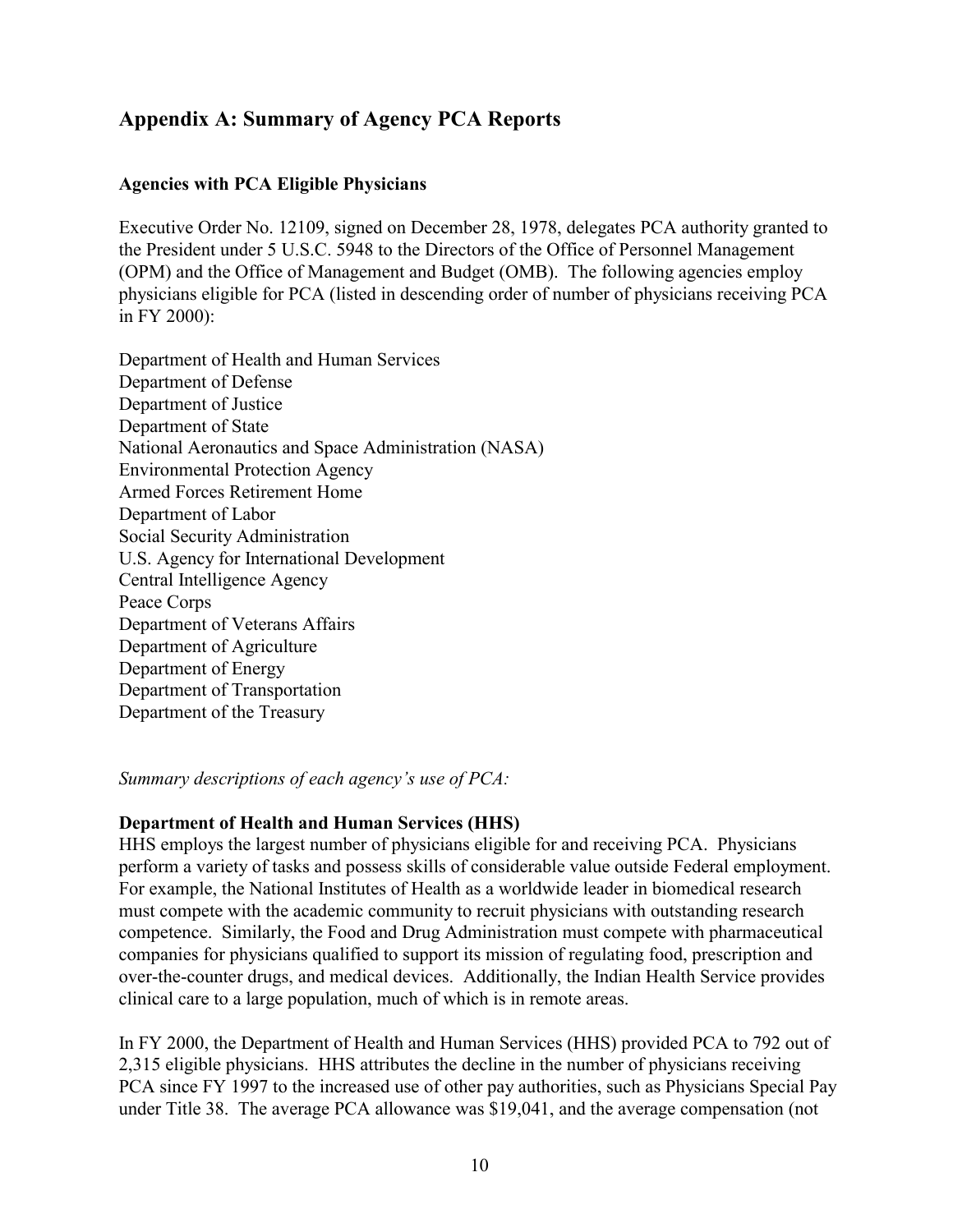## Appendix A: Summary of Agency PCA Reports

### Agencies with PCA Eligible Physicians

Executive Order No. 12109, signed on December 28, 1978, delegates PCA authority granted to the President under 5 U.S.C. 5948 to the Directors of the Office of Personnel Management (OPM) and the Office of Management and Budget (OMB). The following agencies employ physicians eligible for PCA (listed in descending order of number of physicians receiving PCA in FY 2000):

Department of Health and Human Services
Department of Defense
Department of Justice
Department of State
National Aeronautics and Space Administration (NASA)
Environmental Protection Agency
Armed Forces Retirement Home
Department of Labor
Social Security Administration
U.S. Agency for International Development
Central Intelligence Agency
Peace Corps
Department of Veterans Affairs
Department of Agriculture
Department of Energy
Department of Transportation
Department of the Treasury

*Summary descriptions of each agency's use of PCA:*

**Department of Health and Human Services (HHS)**
HHS employs the largest number of physicians eligible for and receiving PCA. Physicians perform a variety of tasks and possess skills of considerable value outside Federal employment. For example, the National Institutes of Health as a worldwide leader in biomedical research must compete with the academic community to recruit physicians with outstanding research competence. Similarly, the Food and Drug Administration must compete with pharmaceutical companies for physicians qualified to support its mission of regulating food, prescription and over-the-counter drugs, and medical devices. Additionally, the Indian Health Service provides clinical care to a large population, much of which is in remote areas.

In FY 2000, the Department of Health and Human Services (HHS) provided PCA to 792 out of 2,315 eligible physicians. HHS attributes the decline in the number of physicians receiving PCA since FY 1997 to the increased use of other pay authorities, such as Physicians Special Pay under Title 38. The average PCA allowance was $19,041, and the average compensation (not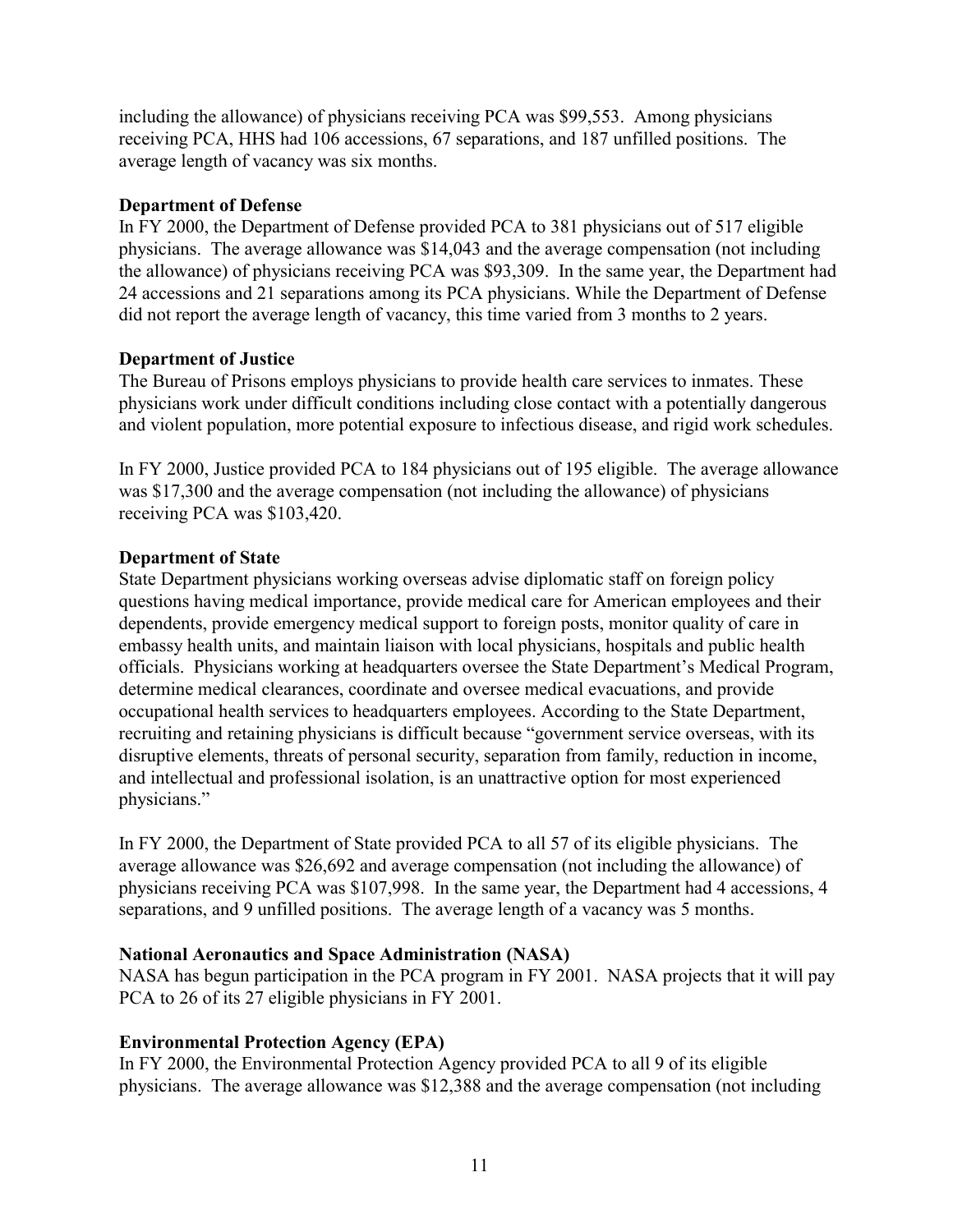including the allowance) of physicians receiving PCA was $99,553. Among physicians receiving PCA, HHS had 106 accessions, 67 separations, and 187 unfilled positions. The average length of vacancy was six months.

**Department of Defense**

In FY 2000, the Department of Defense provided PCA to 381 physicians out of 517 eligible physicians. The average allowance was $14,043 and the average compensation (not including the allowance) of physicians receiving PCA was $93,309. In the same year, the Department had 24 accessions and 21 separations among its PCA physicians. While the Department of Defense did not report the average length of vacancy, this time varied from 3 months to 2 years.

**Department of Justice**

The Bureau of Prisons employs physicians to provide health care services to inmates. These physicians work under difficult conditions including close contact with a potentially dangerous and violent population, more potential exposure to infectious disease, and rigid work schedules.

In FY 2000, Justice provided PCA to 184 physicians out of 195 eligible. The average allowance was $17,300 and the average compensation (not including the allowance) of physicians receiving PCA was $103,420.

**Department of State**

State Department physicians working overseas advise diplomatic staff on foreign policy questions having medical importance, provide medical care for American employees and their dependents, provide emergency medical support to foreign posts, monitor quality of care in embassy health units, and maintain liaison with local physicians, hospitals and public health officials. Physicians working at headquarters oversee the State Department's Medical Program, determine medical clearances, coordinate and oversee medical evacuations, and provide occupational health services to headquarters employees. According to the State Department, recruiting and retaining physicians is difficult because "government service overseas, with its disruptive elements, threats of personal security, separation from family, reduction in income, and intellectual and professional isolation, is an unattractive option for most experienced physicians."

In FY 2000, the Department of State provided PCA to all 57 of its eligible physicians. The average allowance was $26,692 and average compensation (not including the allowance) of physicians receiving PCA was $107,998. In the same year, the Department had 4 accessions, 4 separations, and 9 unfilled positions. The average length of a vacancy was 5 months.

**National Aeronautics and Space Administration (NASA)**

NASA has begun participation in the PCA program in FY 2001. NASA projects that it will pay PCA to 26 of its 27 eligible physicians in FY 2001.

**Environmental Protection Agency (EPA)**

In FY 2000, the Environmental Protection Agency provided PCA to all 9 of its eligible physicians. The average allowance was $12,388 and the average compensation (not including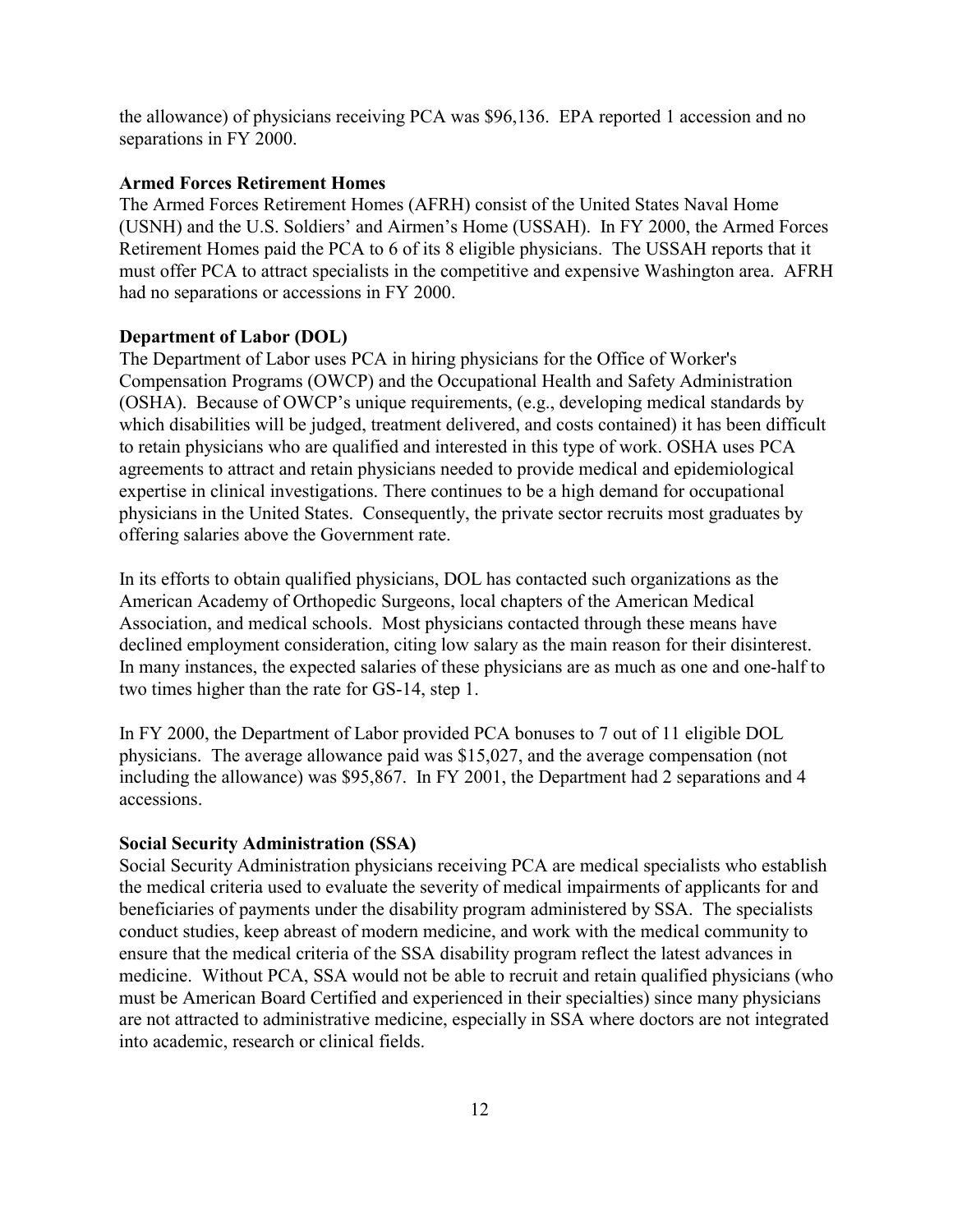the allowance) of physicians receiving PCA was $96,136. EPA reported 1 accession and no separations in FY 2000.

**Armed Forces Retirement Homes**

The Armed Forces Retirement Homes (AFRH) consist of the United States Naval Home (USNH) and the U.S. Soldiers' and Airmen's Home (USSAH). In FY 2000, the Armed Forces Retirement Homes paid the PCA to 6 of its 8 eligible physicians. The USSAH reports that it must offer PCA to attract specialists in the competitive and expensive Washington area. AFRH had no separations or accessions in FY 2000.

**Department of Labor (DOL)**

The Department of Labor uses PCA in hiring physicians for the Office of Worker's Compensation Programs (OWCP) and the Occupational Health and Safety Administration (OSHA). Because of OWCP's unique requirements, (e.g., developing medical standards by which disabilities will be judged, treatment delivered, and costs contained) it has been difficult to retain physicians who are qualified and interested in this type of work. OSHA uses PCA agreements to attract and retain physicians needed to provide medical and epidemiological expertise in clinical investigations. There continues to be a high demand for occupational physicians in the United States. Consequently, the private sector recruits most graduates by offering salaries above the Government rate.

In its efforts to obtain qualified physicians, DOL has contacted such organizations as the American Academy of Orthopedic Surgeons, local chapters of the American Medical Association, and medical schools. Most physicians contacted through these means have declined employment consideration, citing low salary as the main reason for their disinterest. In many instances, the expected salaries of these physicians are as much as one and one-half to two times higher than the rate for GS-14, step 1.

In FY 2000, the Department of Labor provided PCA bonuses to 7 out of 11 eligible DOL physicians. The average allowance paid was $15,027, and the average compensation (not including the allowance) was $95,867. In FY 2001, the Department had 2 separations and 4 accessions.

**Social Security Administration (SSA)**

Social Security Administration physicians receiving PCA are medical specialists who establish the medical criteria used to evaluate the severity of medical impairments of applicants for and beneficiaries of payments under the disability program administered by SSA. The specialists conduct studies, keep abreast of modern medicine, and work with the medical community to ensure that the medical criteria of the SSA disability program reflect the latest advances in medicine. Without PCA, SSA would not be able to recruit and retain qualified physicians (who must be American Board Certified and experienced in their specialties) since many physicians are not attracted to administrative medicine, especially in SSA where doctors are not integrated into academic, research or clinical fields.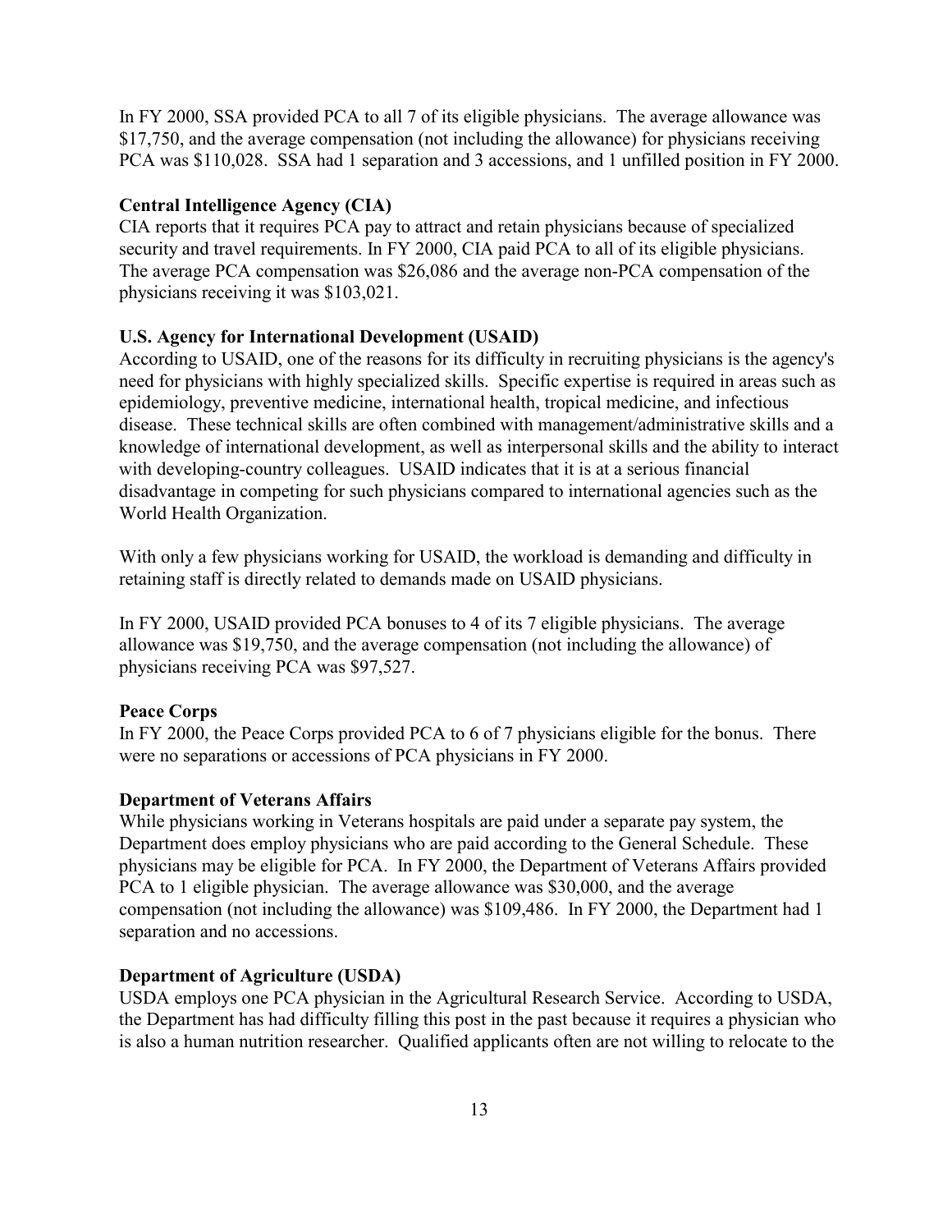In FY 2000, SSA provided PCA to all 7 of its eligible physicians. The average allowance was $17,750, and the average compensation (not including the allowance) for physicians receiving PCA was $110,028. SSA had 1 separation and 3 accessions, and 1 unfilled position in FY 2000.

**Central Intelligence Agency (CIA)**

CIA reports that it requires PCA pay to attract and retain physicians because of specialized security and travel requirements. In FY 2000, CIA paid PCA to all of its eligible physicians. The average PCA compensation was $26,086 and the average non-PCA compensation of the physicians receiving it was $103,021.

**U.S. Agency for International Development (USAID)**

According to USAID, one of the reasons for its difficulty in recruiting physicians is the agency's need for physicians with highly specialized skills. Specific expertise is required in areas such as epidemiology, preventive medicine, international health, tropical medicine, and infectious disease. These technical skills are often combined with management/administrative skills and a knowledge of international development, as well as interpersonal skills and the ability to interact with developing-country colleagues. USAID indicates that it is at a serious financial disadvantage in competing for such physicians compared to international agencies such as the World Health Organization.

With only a few physicians working for USAID, the workload is demanding and difficulty in retaining staff is directly related to demands made on USAID physicians.

In FY 2000, USAID provided PCA bonuses to 4 of its 7 eligible physicians. The average allowance was $19,750, and the average compensation (not including the allowance) of physicians receiving PCA was $97,527.

**Peace Corps**

In FY 2000, the Peace Corps provided PCA to 6 of 7 physicians eligible for the bonus. There were no separations or accessions of PCA physicians in FY 2000.

**Department of Veterans Affairs**

While physicians working in Veterans hospitals are paid under a separate pay system, the Department does employ physicians who are paid according to the General Schedule. These physicians may be eligible for PCA. In FY 2000, the Department of Veterans Affairs provided PCA to 1 eligible physician. The average allowance was $30,000, and the average compensation (not including the allowance) was $109,486. In FY 2000, the Department had 1 separation and no accessions.

**Department of Agriculture (USDA)**

USDA employs one PCA physician in the Agricultural Research Service. According to USDA, the Department has had difficulty filling this post in the past because it requires a physician who is also a human nutrition researcher. Qualified applicants often are not willing to relocate to the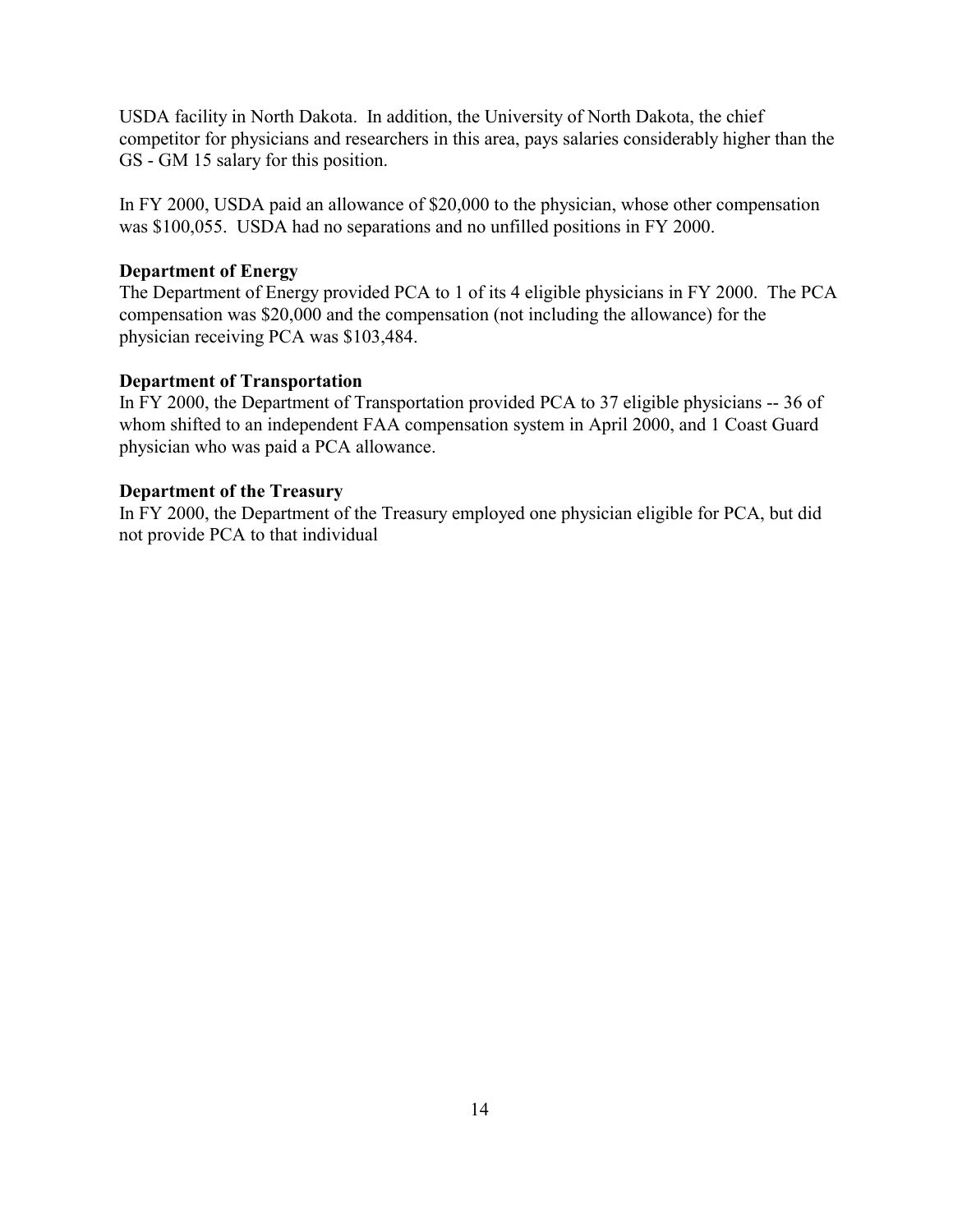USDA facility in North Dakota. In addition, the University of North Dakota, the chief competitor for physicians and researchers in this area, pays salaries considerably higher than the GS - GM 15 salary for this position.

In FY 2000, USDA paid an allowance of $20,000 to the physician, whose other compensation was $100,055. USDA had no separations and no unfilled positions in FY 2000.

**Department of Energy**

The Department of Energy provided PCA to 1 of its 4 eligible physicians in FY 2000. The PCA compensation was $20,000 and the compensation (not including the allowance) for the physician receiving PCA was $103,484.

**Department of Transportation**

In FY 2000, the Department of Transportation provided PCA to 37 eligible physicians -- 36 of whom shifted to an independent FAA compensation system in April 2000, and 1 Coast Guard physician who was paid a PCA allowance.

**Department of the Treasury**

In FY 2000, the Department of the Treasury employed one physician eligible for PCA, but did not provide PCA to that individual